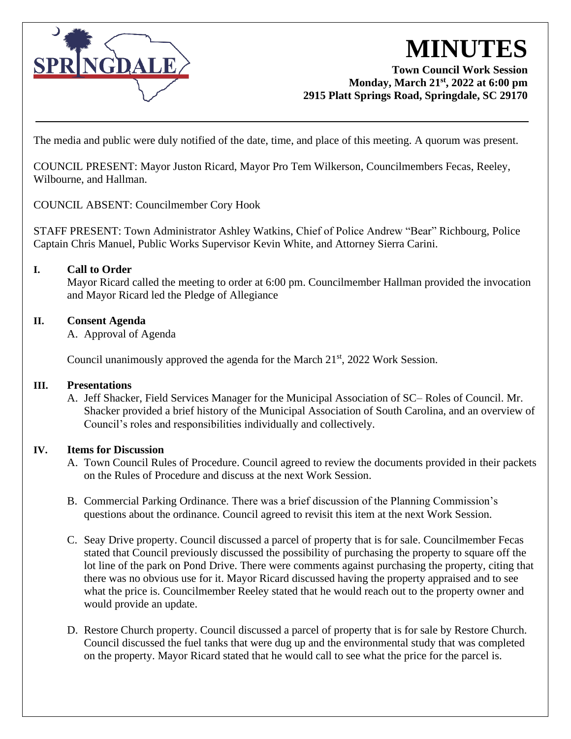# MINUTES

**Town Council Work Session**
**Monday, March 21st, 2022 at 6:00 pm**
**2915 Platt Springs Road, Springdale, SC 29170**

---

The media and public were duly notified of the date, time, and place of this meeting. A quorum was present.

COUNCIL PRESENT: Mayor Juston Ricard, Mayor Pro Tem Wilkerson, Councilmembers Fecas, Reeley, Wilbourne, and Hallman.

COUNCIL ABSENT: Councilmember Cory Hook

STAFF PRESENT: Town Administrator Ashley Watkins, Chief of Police Andrew "Bear" Richbourg, Police Captain Chris Manuel, Public Works Supervisor Kevin White, and Attorney Sierra Carini.

## I. Call to Order

Mayor Ricard called the meeting to order at 6:00 pm. Councilmember Hallman provided the invocation and Mayor Ricard led the Pledge of Allegiance

## II. Consent Agenda

A. Approval of Agenda

Council unanimously approved the agenda for the March 21st, 2022 Work Session.

## III. Presentations

A. Jeff Shacker, Field Services Manager for the Municipal Association of SC– Roles of Council. Mr. Shacker provided a brief history of the Municipal Association of South Carolina, and an overview of Council's roles and responsibilities individually and collectively.

## IV. Items for Discussion

A. Town Council Rules of Procedure. Council agreed to review the documents provided in their packets on the Rules of Procedure and discuss at the next Work Session.

B. Commercial Parking Ordinance. There was a brief discussion of the Planning Commission's questions about the ordinance. Council agreed to revisit this item at the next Work Session.

C. Seay Drive property. Council discussed a parcel of property that is for sale. Councilmember Fecas stated that Council previously discussed the possibility of purchasing the property to square off the lot line of the park on Pond Drive. There were comments against purchasing the property, citing that there was no obvious use for it. Mayor Ricard discussed having the property appraised and to see what the price is. Councilmember Reeley stated that he would reach out to the property owner and would provide an update.

D. Restore Church property. Council discussed a parcel of property that is for sale by Restore Church. Council discussed the fuel tanks that were dug up and the environmental study that was completed on the property. Mayor Ricard stated that he would call to see what the price for the parcel is.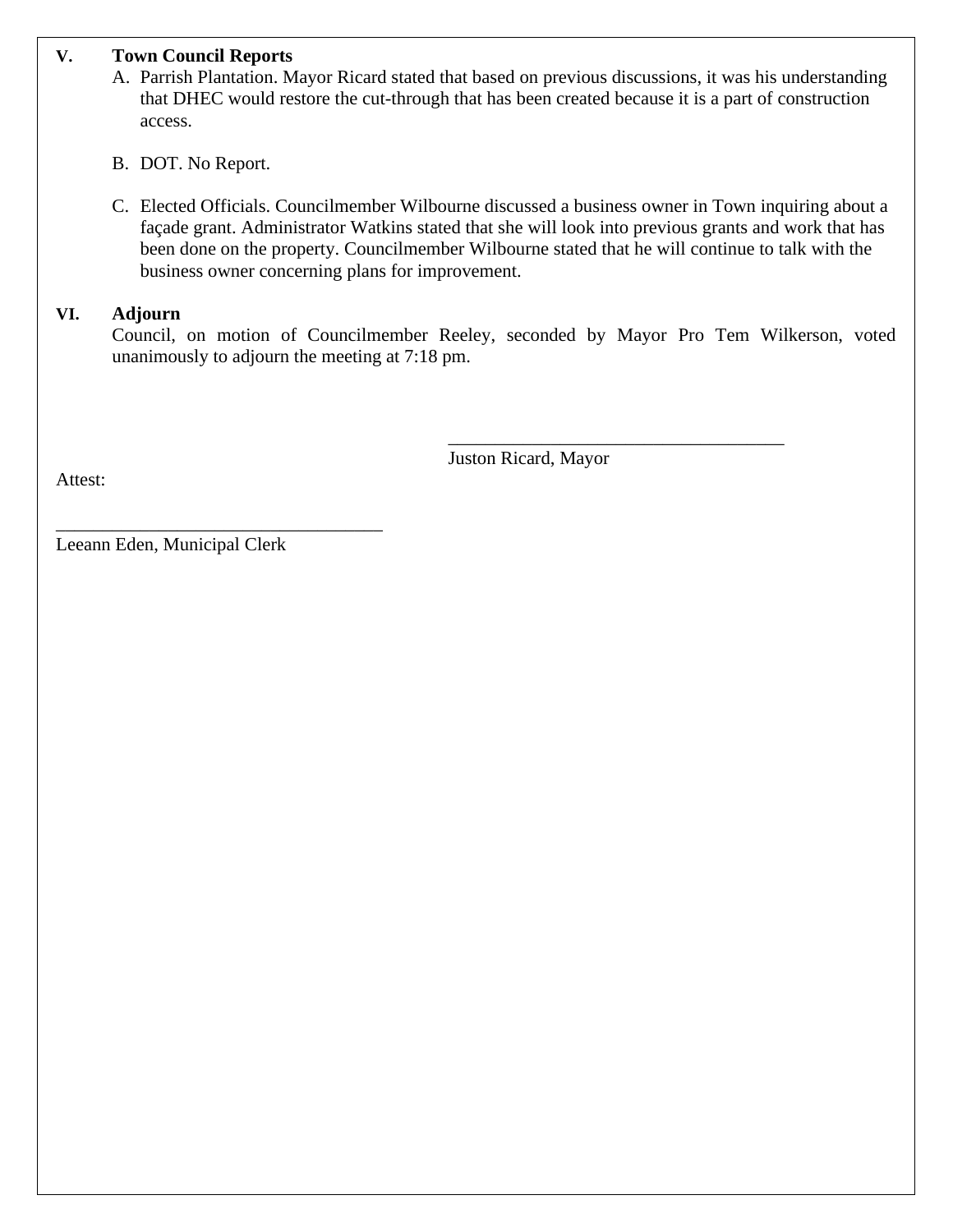## V. Town Council Reports

A. Parrish Plantation. Mayor Ricard stated that based on previous discussions, it was his understanding that DHEC would restore the cut-through that has been created because it is a part of construction access.

B. DOT. No Report.

C. Elected Officials. Councilmember Wilbourne discussed a business owner in Town inquiring about a façade grant. Administrator Watkins stated that she will look into previous grants and work that has been done on the property. Councilmember Wilbourne stated that he will continue to talk with the business owner concerning plans for improvement.

## VI. Adjourn

Council, on motion of Councilmember Reeley, seconded by Mayor Pro Tem Wilkerson, voted unanimously to adjourn the meeting at 7:18 pm.

\_\_\_\_\_\_\_\_\_\_\_\_\_\_\_\_\_\_\_\_\_\_\_\_\_\_\_\_\_\_\_\_\_\_\_\_\_\_
Juston Ricard, Mayor

Attest:

\_\_\_\_\_\_\_\_\_\_\_\_\_\_\_\_\_\_\_\_\_\_\_\_\_\_\_\_\_\_\_\_\_\_\_\_\_\_
Leeann Eden, Municipal Clerk